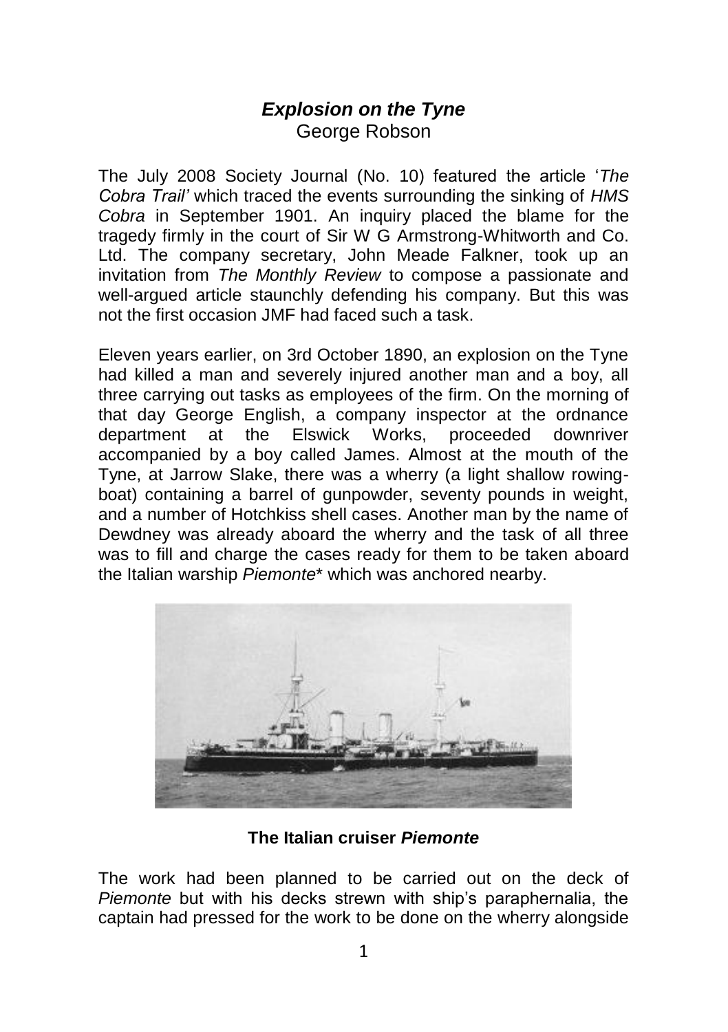# *Explosion on the Tyne*

George Robson

The July 2008 Society Journal (No. 10) featured the article '*The Cobra Trail'* which traced the events surrounding the sinking of *HMS Cobra* in September 1901. An inquiry placed the blame for the tragedy firmly in the court of Sir W G Armstrong-Whitworth and Co. Ltd. The company secretary, John Meade Falkner, took up an invitation from *The Monthly Review* to compose a passionate and well-argued article staunchly defending his company. But this was not the first occasion JMF had faced such a task.

Eleven years earlier, on 3rd October 1890, an explosion on the Tyne had killed a man and severely injured another man and a boy, all three carrying out tasks as employees of the firm. On the morning of that day George English, a company inspector at the ordnance department at the Elswick Works, proceeded downriver accompanied by a boy called James. Almost at the mouth of the Tyne, at Jarrow Slake, there was a wherry (a light shallow rowing-boat) containing a barrel of gunpowder, seventy pounds in weight, and a number of Hotchkiss shell cases. Another man by the name of Dewdney was already aboard the wherry and the task of all three was to fill and charge the cases ready for them to be taken aboard the Italian warship *Piemonte*\* which was anchored nearby.

**The Italian cruiser *Piemonte***

The work had been planned to be carried out on the deck of *Piemonte* but with his decks strewn with ship's paraphernalia, the captain had pressed for the work to be done on the wherry alongside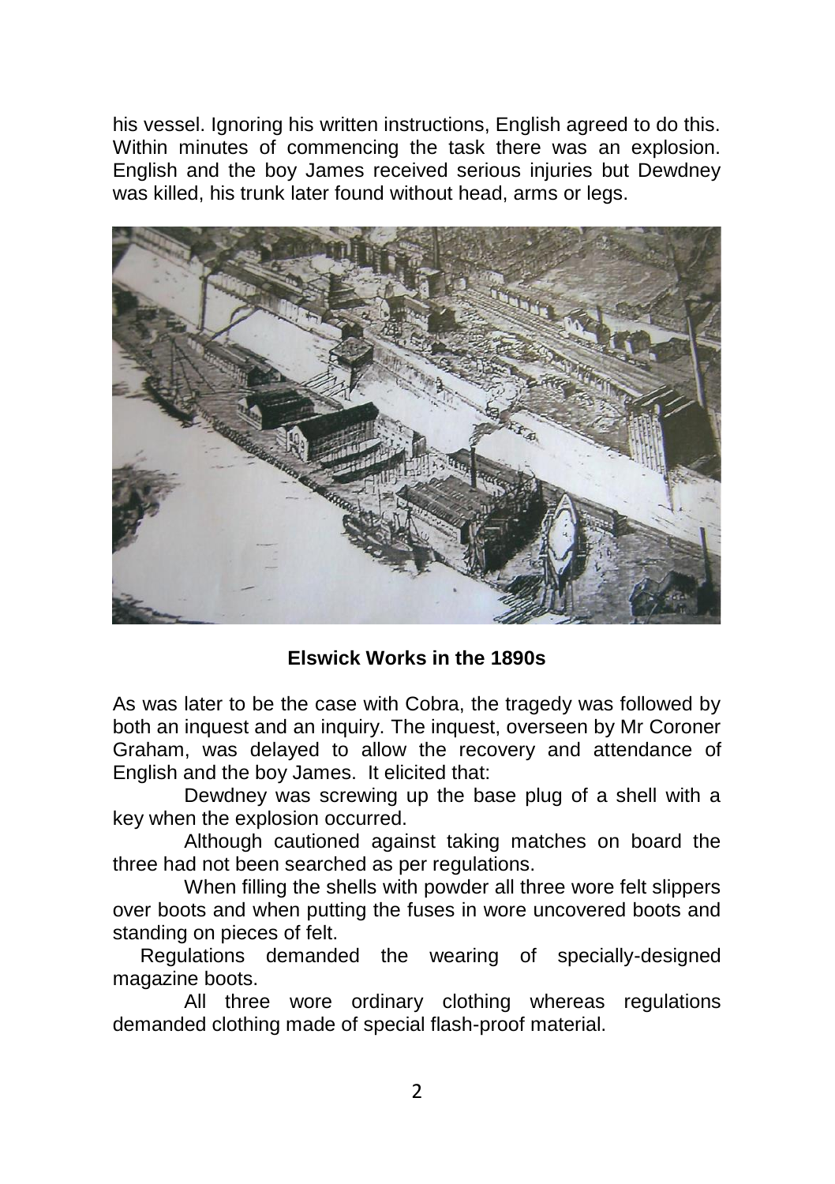his vessel. Ignoring his written instructions, English agreed to do this. Within minutes of commencing the task there was an explosion. English and the boy James received serious injuries but Dewdney was killed, his trunk later found without head, arms or legs.

**Elswick Works in the 1890s**

As was later to be the case with Cobra, the tragedy was followed by both an inquest and an inquiry. The inquest, overseen by Mr Coroner Graham, was delayed to allow the recovery and attendance of English and the boy James. It elicited that:

Dewdney was screwing up the base plug of a shell with a key when the explosion occurred.

Although cautioned against taking matches on board the three had not been searched as per regulations.

When filling the shells with powder all three wore felt slippers over boots and when putting the fuses in wore uncovered boots and standing on pieces of felt.

Regulations demanded the wearing of specially-designed magazine boots.

All three wore ordinary clothing whereas regulations demanded clothing made of special flash-proof material.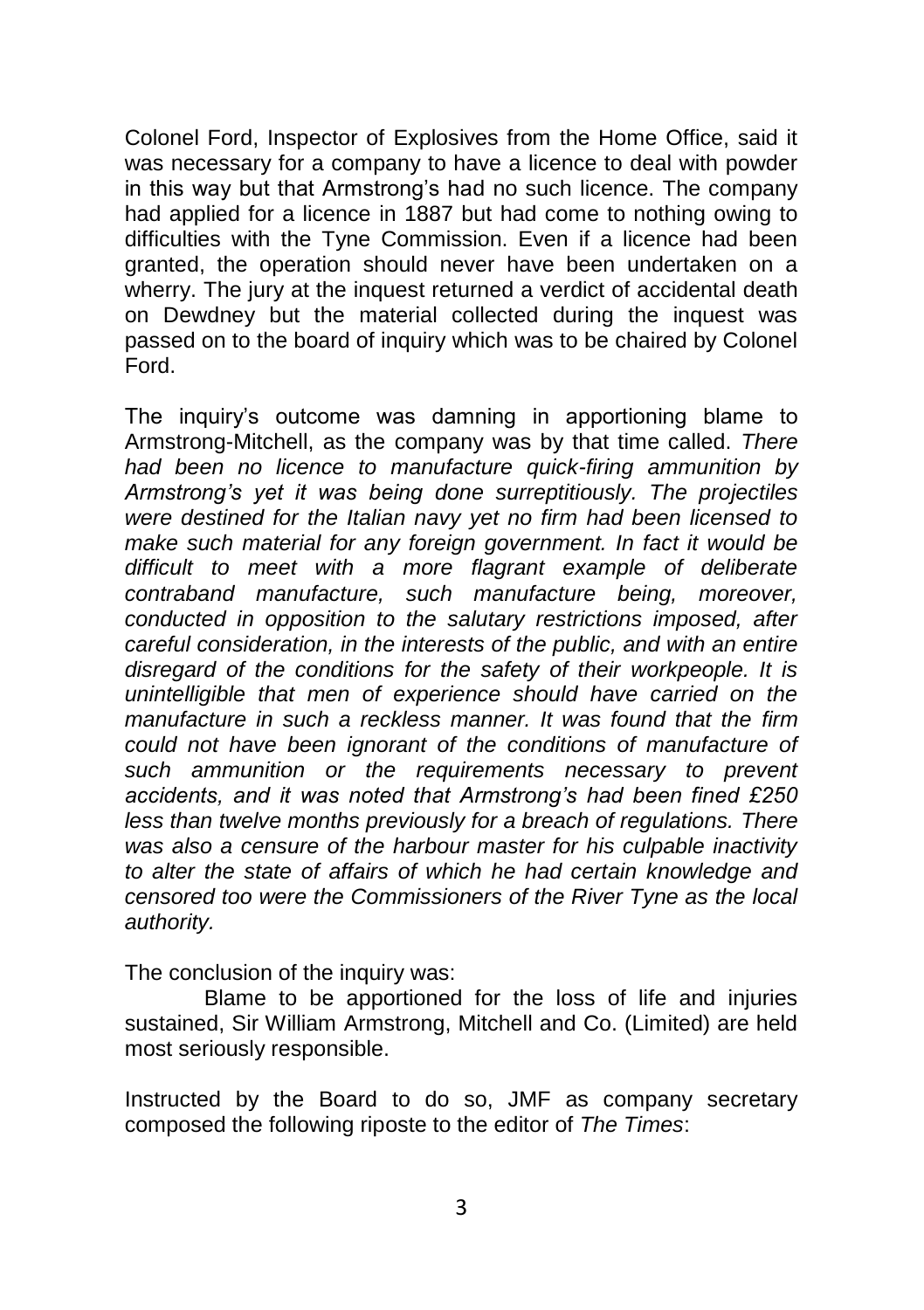Colonel Ford, Inspector of Explosives from the Home Office, said it was necessary for a company to have a licence to deal with powder in this way but that Armstrong's had no such licence. The company had applied for a licence in 1887 but had come to nothing owing to difficulties with the Tyne Commission. Even if a licence had been granted, the operation should never have been undertaken on a wherry. The jury at the inquest returned a verdict of accidental death on Dewdney but the material collected during the inquest was passed on to the board of inquiry which was to be chaired by Colonel Ford.

The inquiry's outcome was damning in apportioning blame to Armstrong-Mitchell, as the company was by that time called. *There had been no licence to manufacture quick-firing ammunition by Armstrong's yet it was being done surreptitiously. The projectiles were destined for the Italian navy yet no firm had been licensed to make such material for any foreign government. In fact it would be difficult to meet with a more flagrant example of deliberate contraband manufacture, such manufacture being, moreover, conducted in opposition to the salutary restrictions imposed, after careful consideration, in the interests of the public, and with an entire disregard of the conditions for the safety of their workpeople. It is unintelligible that men of experience should have carried on the manufacture in such a reckless manner. It was found that the firm could not have been ignorant of the conditions of manufacture of such ammunition or the requirements necessary to prevent accidents, and it was noted that Armstrong's had been fined £250 less than twelve months previously for a breach of regulations. There was also a censure of the harbour master for his culpable inactivity to alter the state of affairs of which he had certain knowledge and censored too were the Commissioners of the River Tyne as the local authority.*

The conclusion of the inquiry was:

> Blame to be apportioned for the loss of life and injuries sustained, Sir William Armstrong, Mitchell and Co. (Limited) are held most seriously responsible.

Instructed by the Board to do so, JMF as company secretary composed the following riposte to the editor of *The Times*: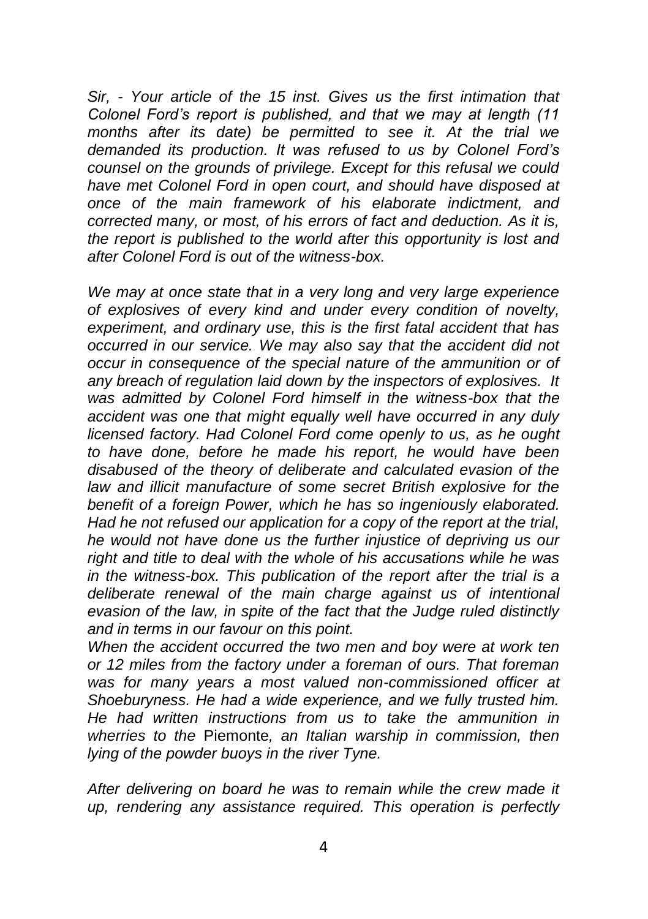*Sir, - Your article of the 15 inst. Gives us the first intimation that Colonel Ford's report is published, and that we may at length (11 months after its date) be permitted to see it. At the trial we demanded its production. It was refused to us by Colonel Ford's counsel on the grounds of privilege. Except for this refusal we could have met Colonel Ford in open court, and should have disposed at once of the main framework of his elaborate indictment, and corrected many, or most, of his errors of fact and deduction. As it is, the report is published to the world after this opportunity is lost and after Colonel Ford is out of the witness-box.*

*We may at once state that in a very long and very large experience of explosives of every kind and under every condition of novelty, experiment, and ordinary use, this is the first fatal accident that has occurred in our service. We may also say that the accident did not occur in consequence of the special nature of the ammunition or of any breach of regulation laid down by the inspectors of explosives. It was admitted by Colonel Ford himself in the witness-box that the accident was one that might equally well have occurred in any duly licensed factory. Had Colonel Ford come openly to us, as he ought to have done, before he made his report, he would have been disabused of the theory of deliberate and calculated evasion of the law and illicit manufacture of some secret British explosive for the benefit of a foreign Power, which he has so ingeniously elaborated. Had he not refused our application for a copy of the report at the trial, he would not have done us the further injustice of depriving us our right and title to deal with the whole of his accusations while he was in the witness-box. This publication of the report after the trial is a deliberate renewal of the main charge against us of intentional evasion of the law, in spite of the fact that the Judge ruled distinctly and in terms in our favour on this point.*

*When the accident occurred the two men and boy were at work ten or 12 miles from the factory under a foreman of ours. That foreman was for many years a most valued non-commissioned officer at Shoeburyness. He had a wide experience, and we fully trusted him. He had written instructions from us to take the ammunition in wherries to the* Piemonte*, an Italian warship in commission, then lying of the powder buoys in the river Tyne.*

*After delivering on board he was to remain while the crew made it up, rendering any assistance required. This operation is perfectly*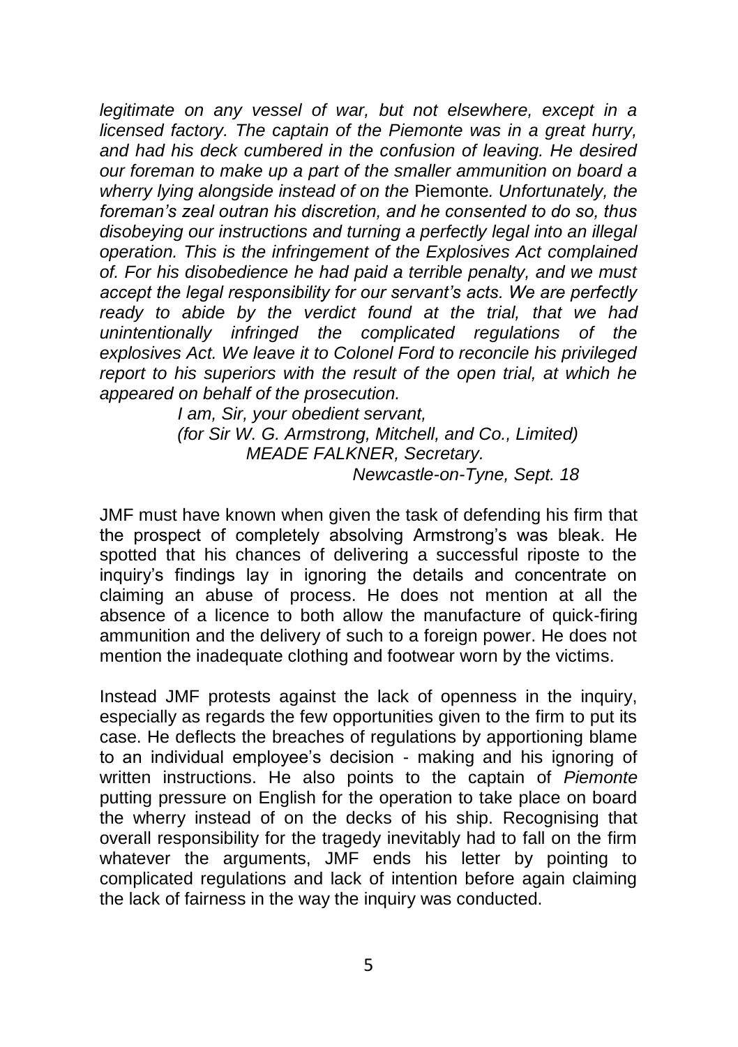*legitimate on any vessel of war, but not elsewhere, except in a licensed factory. The captain of the Piemonte was in a great hurry, and had his deck cumbered in the confusion of leaving. He desired our foreman to make up a part of the smaller ammunition on board a wherry lying alongside instead of on the* Piemonte*. Unfortunately, the foreman's zeal outran his discretion, and he consented to do so, thus disobeying our instructions and turning a perfectly legal into an illegal operation. This is the infringement of the Explosives Act complained of. For his disobedience he had paid a terrible penalty, and we must accept the legal responsibility for our servant's acts. We are perfectly ready to abide by the verdict found at the trial, that we had unintentionally infringed the complicated regulations of the explosives Act. We leave it to Colonel Ford to reconcile his privileged report to his superiors with the result of the open trial, at which he appeared on behalf of the prosecution.*

*I am, Sir, your obedient servant,*
*(for Sir W. G. Armstrong, Mitchell, and Co., Limited)*
*MEADE FALKNER, Secretary.*
*Newcastle-on-Tyne, Sept. 18*

JMF must have known when given the task of defending his firm that the prospect of completely absolving Armstrong's was bleak. He spotted that his chances of delivering a successful riposte to the inquiry's findings lay in ignoring the details and concentrate on claiming an abuse of process. He does not mention at all the absence of a licence to both allow the manufacture of quick-firing ammunition and the delivery of such to a foreign power. He does not mention the inadequate clothing and footwear worn by the victims.

Instead JMF protests against the lack of openness in the inquiry, especially as regards the few opportunities given to the firm to put its case. He deflects the breaches of regulations by apportioning blame to an individual employee's decision - making and his ignoring of written instructions. He also points to the captain of *Piemonte* putting pressure on English for the operation to take place on board the wherry instead of on the decks of his ship. Recognising that overall responsibility for the tragedy inevitably had to fall on the firm whatever the arguments, JMF ends his letter by pointing to complicated regulations and lack of intention before again claiming the lack of fairness in the way the inquiry was conducted.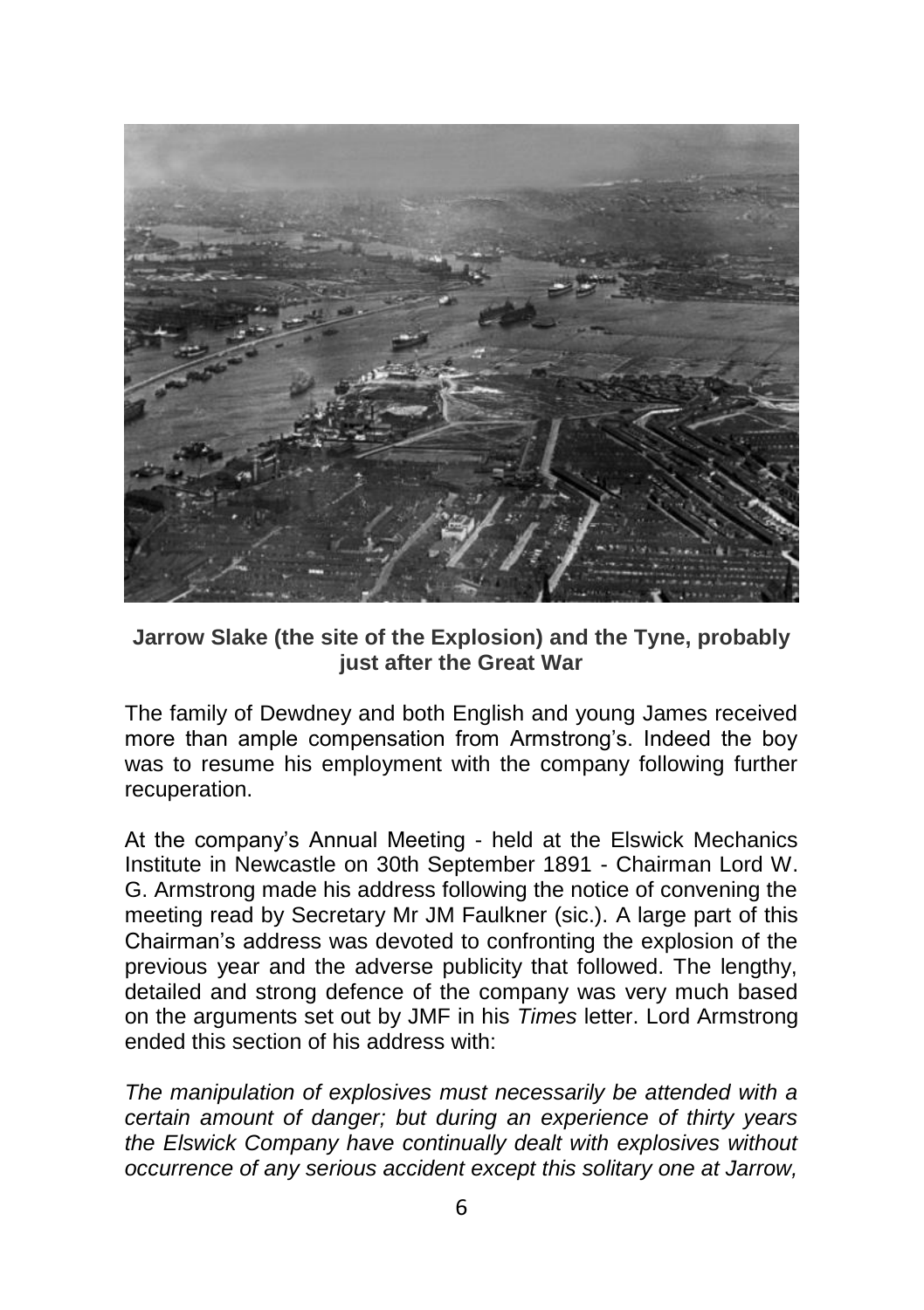**Jarrow Slake (the site of the Explosion) and the Tyne, probably just after the Great War**

The family of Dewdney and both English and young James received more than ample compensation from Armstrong's. Indeed the boy was to resume his employment with the company following further recuperation.

At the company's Annual Meeting - held at the Elswick Mechanics Institute in Newcastle on 30th September 1891 - Chairman Lord W. G. Armstrong made his address following the notice of convening the meeting read by Secretary Mr JM Faulkner (sic.). A large part of this Chairman's address was devoted to confronting the explosion of the previous year and the adverse publicity that followed. The lengthy, detailed and strong defence of the company was very much based on the arguments set out by JMF in his *Times* letter. Lord Armstrong ended this section of his address with:

*The manipulation of explosives must necessarily be attended with a certain amount of danger; but during an experience of thirty years the Elswick Company have continually dealt with explosives without occurrence of any serious accident except this solitary one at Jarrow,*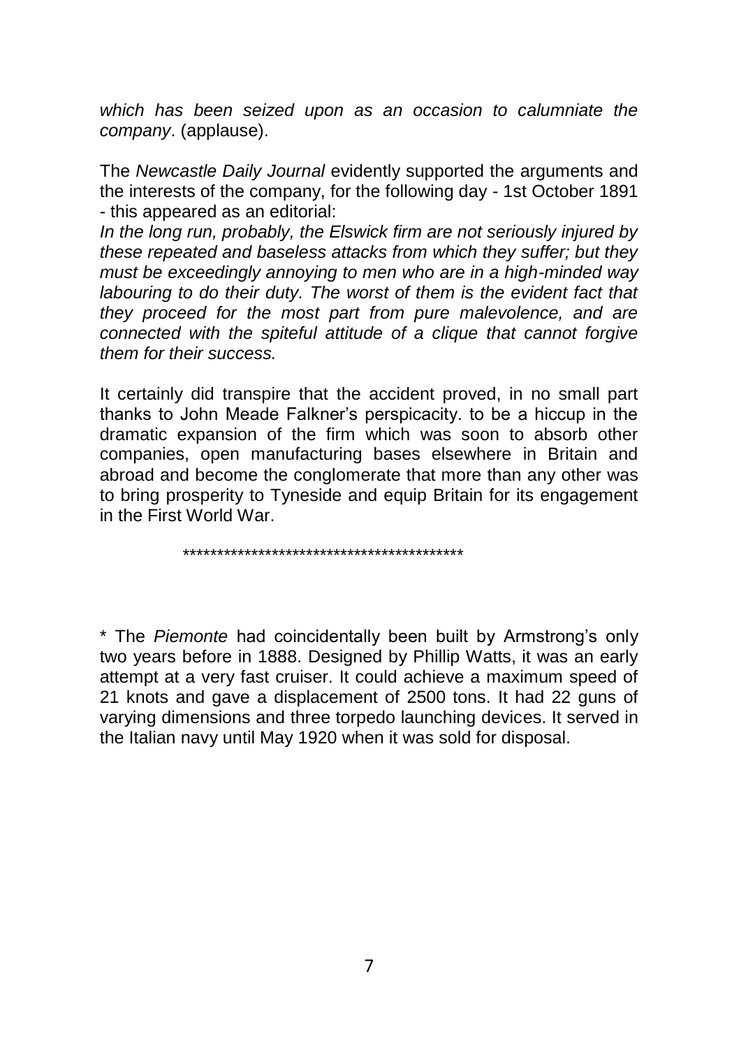*which has been seized upon as an occasion to calumniate the company*. (applause).

The *Newcastle Daily Journal* evidently supported the arguments and the interests of the company, for the following day - 1st October 1891 - this appeared as an editorial:

*In the long run, probably, the Elswick firm are not seriously injured by these repeated and baseless attacks from which they suffer; but they must be exceedingly annoying to men who are in a high-minded way labouring to do their duty. The worst of them is the evident fact that they proceed for the most part from pure malevolence, and are connected with the spiteful attitude of a clique that cannot forgive them for their success.*

It certainly did transpire that the accident proved, in no small part thanks to John Meade Falkner's perspicacity. to be a hiccup in the dramatic expansion of the firm which was soon to absorb other companies, open manufacturing bases elsewhere in Britain and abroad and become the conglomerate that more than any other was to bring prosperity to Tyneside and equip Britain for its engagement in the First World War.

******************************************

* The *Piemonte* had coincidentally been built by Armstrong's only two years before in 1888. Designed by Phillip Watts, it was an early attempt at a very fast cruiser. It could achieve a maximum speed of 21 knots and gave a displacement of 2500 tons. It had 22 guns of varying dimensions and three torpedo launching devices. It served in the Italian navy until May 1920 when it was sold for disposal.